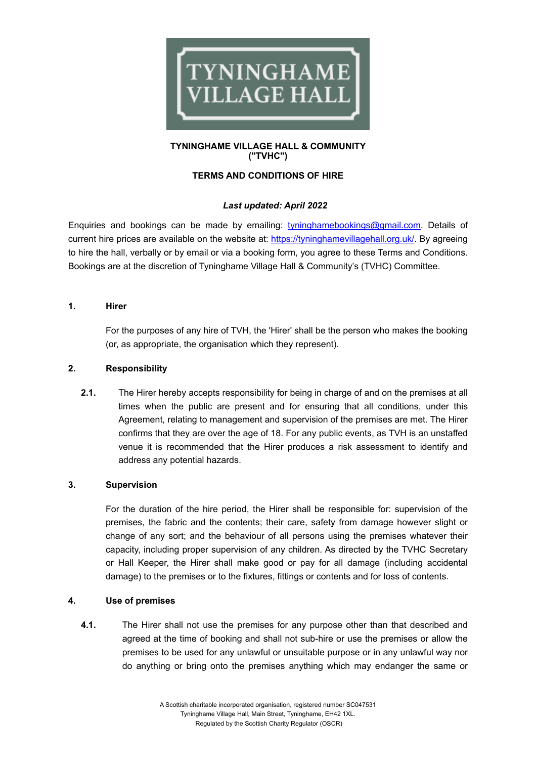TYNINGHAME VILLAGE HALL

**TYNINGHAME VILLAGE HALL & COMMUNITY ("TVHC")**

**TERMS AND CONDITIONS OF HIRE**

***Last updated: April 2022***

Enquiries and bookings can be made by emailing: tyninghamebookings@gmail.com. Details of current hire prices are available on the website at: https://tyninghamevillagehall.org.uk/. By agreeing to hire the hall, verbally or by email or via a booking form, you agree to these Terms and Conditions. Bookings are at the discretion of Tyninghame Village Hall & Community's (TVHC) Committee.

## 1. Hirer

For the purposes of any hire of TVH, the 'Hirer' shall be the person who makes the booking (or, as appropriate, the organisation which they represent).

## 2. Responsibility

**2.1.** The Hirer hereby accepts responsibility for being in charge of and on the premises at all times when the public are present and for ensuring that all conditions, under this Agreement, relating to management and supervision of the premises are met. The Hirer confirms that they are over the age of 18. For any public events, as TVH is an unstaffed venue it is recommended that the Hirer produces a risk assessment to identify and address any potential hazards.

## 3. Supervision

For the duration of the hire period, the Hirer shall be responsible for: supervision of the premises, the fabric and the contents; their care, safety from damage however slight or change of any sort; and the behaviour of all persons using the premises whatever their capacity, including proper supervision of any children. As directed by the TVHC Secretary or Hall Keeper, the Hirer shall make good or pay for all damage (including accidental damage) to the premises or to the fixtures, fittings or contents and for loss of contents.

## 4. Use of premises

**4.1.** The Hirer shall not use the premises for any purpose other than that described and agreed at the time of booking and shall not sub-hire or use the premises or allow the premises to be used for any unlawful or unsuitable purpose or in any unlawful way nor do anything or bring onto the premises anything which may endanger the same or

A Scottish charitable incorporated organisation, registered number SC047531
Tyninghame Village Hall, Main Street, Tyninghame, EH42 1XL.
Regulated by the Scottish Charity Regulator (OSCR)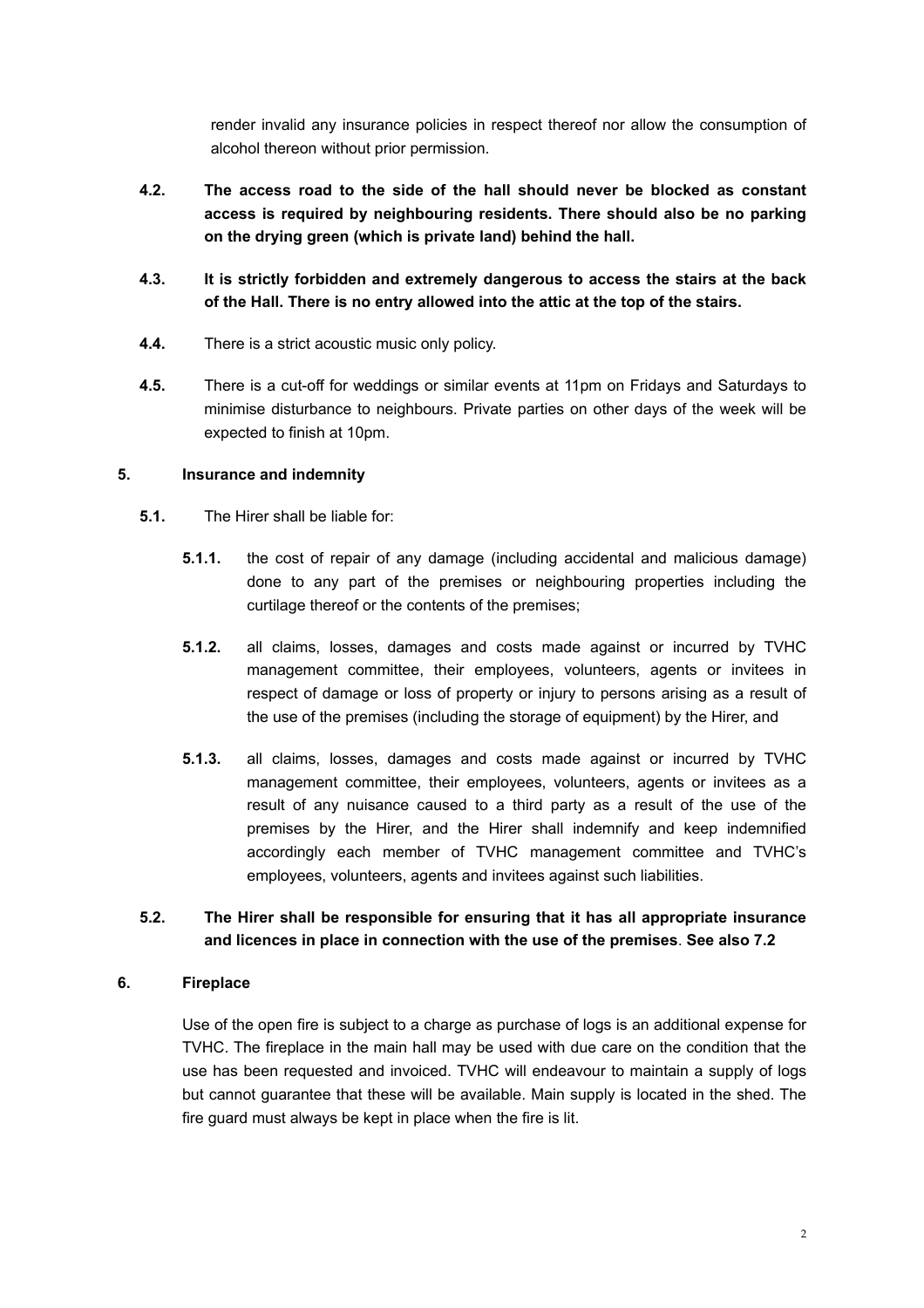render invalid any insurance policies in respect thereof nor allow the consumption of alcohol thereon without prior permission.

**4.2.** **The access road to the side of the hall should never be blocked as constant access is required by neighbouring residents. There should also be no parking on the drying green (which is private land) behind the hall.**

**4.3.** **It is strictly forbidden and extremely dangerous to access the stairs at the back of the Hall. There is no entry allowed into the attic at the top of the stairs.**

**4.4.** There is a strict acoustic music only policy.

**4.5.** There is a cut-off for weddings or similar events at 11pm on Fridays and Saturdays to minimise disturbance to neighbours. Private parties on other days of the week will be expected to finish at 10pm.

**5.** **Insurance and indemnity**

**5.1.** The Hirer shall be liable for:

**5.1.1.** the cost of repair of any damage (including accidental and malicious damage) done to any part of the premises or neighbouring properties including the curtilage thereof or the contents of the premises;

**5.1.2.** all claims, losses, damages and costs made against or incurred by TVHC management committee, their employees, volunteers, agents or invitees in respect of damage or loss of property or injury to persons arising as a result of the use of the premises (including the storage of equipment) by the Hirer, and

**5.1.3.** all claims, losses, damages and costs made against or incurred by TVHC management committee, their employees, volunteers, agents or invitees as a result of any nuisance caused to a third party as a result of the use of the premises by the Hirer, and the Hirer shall indemnify and keep indemnified accordingly each member of TVHC management committee and TVHC's employees, volunteers, agents and invitees against such liabilities.

**5.2.** **The Hirer shall be responsible for ensuring that it has all appropriate insurance and licences in place in connection with the use of the premises**. **See also 7.2**

**6.** **Fireplace**

Use of the open fire is subject to a charge as purchase of logs is an additional expense for TVHC. The fireplace in the main hall may be used with due care on the condition that the use has been requested and invoiced. TVHC will endeavour to maintain a supply of logs but cannot guarantee that these will be available. Main supply is located in the shed. The fire guard must always be kept in place when the fire is lit.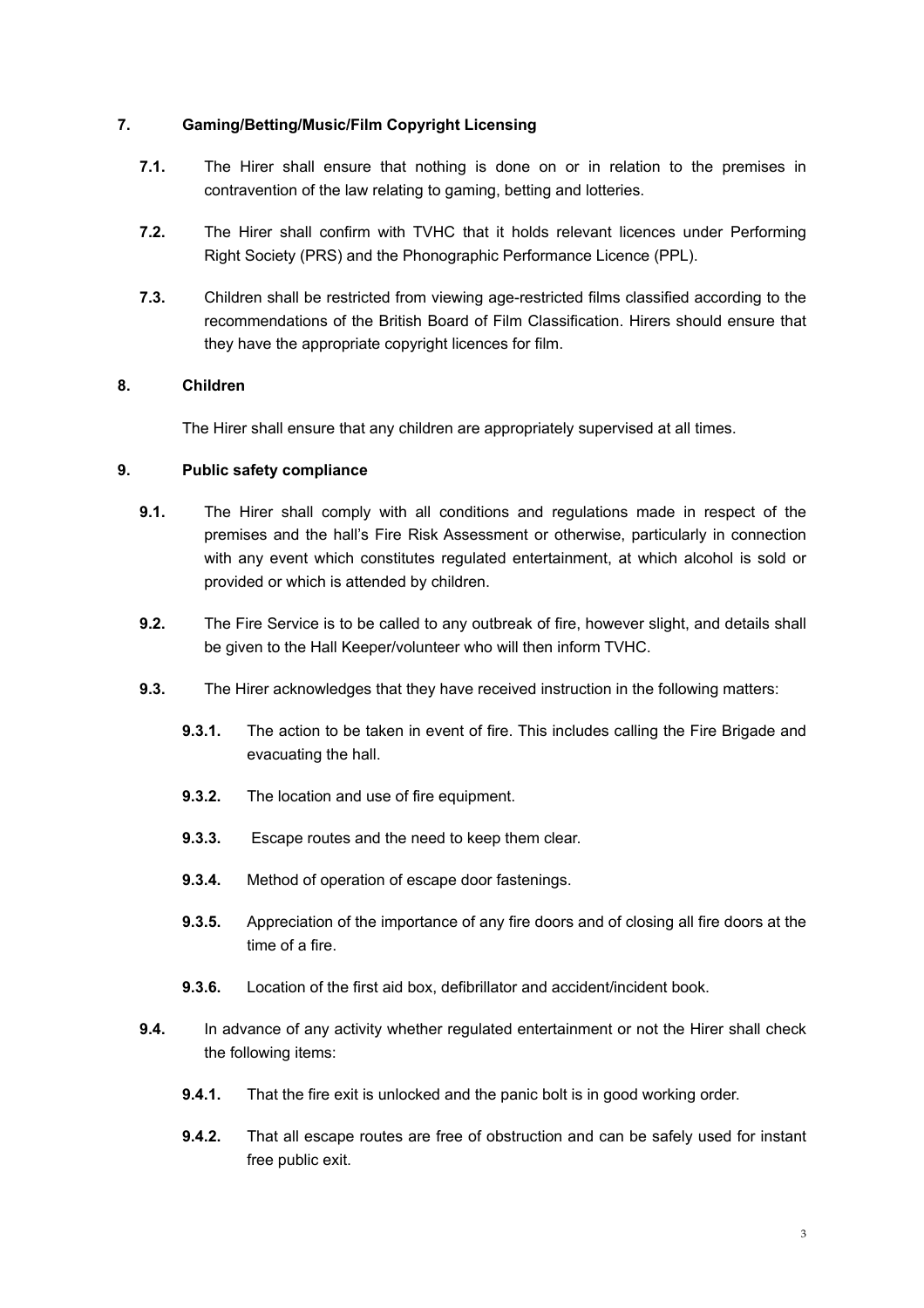## 7. Gaming/Betting/Music/Film Copyright Licensing

**7.1.** The Hirer shall ensure that nothing is done on or in relation to the premises in contravention of the law relating to gaming, betting and lotteries.

**7.2.** The Hirer shall confirm with TVHC that it holds relevant licences under Performing Right Society (PRS) and the Phonographic Performance Licence (PPL).

**7.3.** Children shall be restricted from viewing age-restricted films classified according to the recommendations of the British Board of Film Classification. Hirers should ensure that they have the appropriate copyright licences for film.

## 8. Children

The Hirer shall ensure that any children are appropriately supervised at all times.

## 9. Public safety compliance

**9.1.** The Hirer shall comply with all conditions and regulations made in respect of the premises and the hall's Fire Risk Assessment or otherwise, particularly in connection with any event which constitutes regulated entertainment, at which alcohol is sold or provided or which is attended by children.

**9.2.** The Fire Service is to be called to any outbreak of fire, however slight, and details shall be given to the Hall Keeper/volunteer who will then inform TVHC.

**9.3.** The Hirer acknowledges that they have received instruction in the following matters:

**9.3.1.** The action to be taken in event of fire. This includes calling the Fire Brigade and evacuating the hall.

**9.3.2.** The location and use of fire equipment.

**9.3.3.** Escape routes and the need to keep them clear.

**9.3.4.** Method of operation of escape door fastenings.

**9.3.5.** Appreciation of the importance of any fire doors and of closing all fire doors at the time of a fire.

**9.3.6.** Location of the first aid box, defibrillator and accident/incident book.

**9.4.** In advance of any activity whether regulated entertainment or not the Hirer shall check the following items:

**9.4.1.** That the fire exit is unlocked and the panic bolt is in good working order.

**9.4.2.** That all escape routes are free of obstruction and can be safely used for instant free public exit.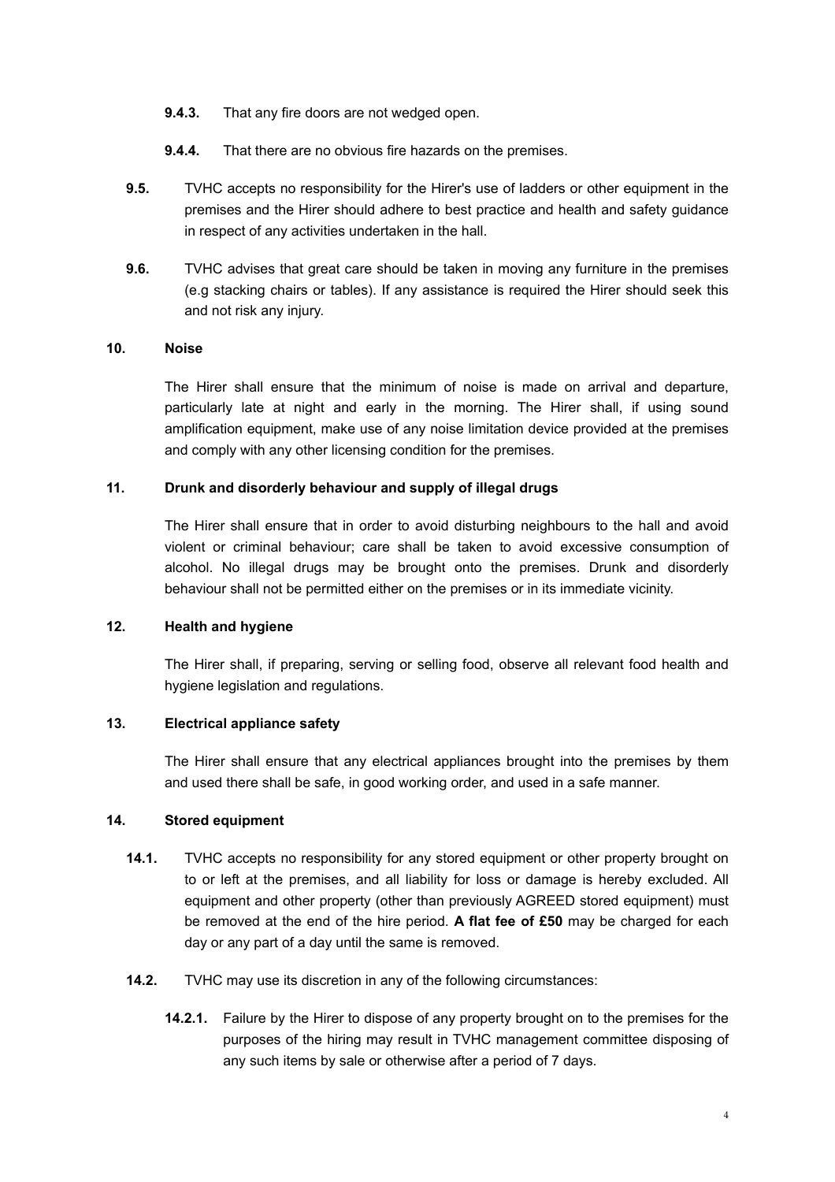**9.4.3.** That any fire doors are not wedged open.

**9.4.4.** That there are no obvious fire hazards on the premises.

**9.5.** TVHC accepts no responsibility for the Hirer's use of ladders or other equipment in the premises and the Hirer should adhere to best practice and health and safety guidance in respect of any activities undertaken in the hall.

**9.6.** TVHC advises that great care should be taken in moving any furniture in the premises (e.g stacking chairs or tables). If any assistance is required the Hirer should seek this and not risk any injury.

## 10. Noise

The Hirer shall ensure that the minimum of noise is made on arrival and departure, particularly late at night and early in the morning. The Hirer shall, if using sound amplification equipment, make use of any noise limitation device provided at the premises and comply with any other licensing condition for the premises.

## 11. Drunk and disorderly behaviour and supply of illegal drugs

The Hirer shall ensure that in order to avoid disturbing neighbours to the hall and avoid violent or criminal behaviour; care shall be taken to avoid excessive consumption of alcohol. No illegal drugs may be brought onto the premises. Drunk and disorderly behaviour shall not be permitted either on the premises or in its immediate vicinity.

## 12. Health and hygiene

The Hirer shall, if preparing, serving or selling food, observe all relevant food health and hygiene legislation and regulations.

## 13. Electrical appliance safety

The Hirer shall ensure that any electrical appliances brought into the premises by them and used there shall be safe, in good working order, and used in a safe manner.

## 14. Stored equipment

**14.1.** TVHC accepts no responsibility for any stored equipment or other property brought on to or left at the premises, and all liability for loss or damage is hereby excluded. All equipment and other property (other than previously AGREED stored equipment) must be removed at the end of the hire period. **A flat fee of £50** may be charged for each day or any part of a day until the same is removed.

**14.2.** TVHC may use its discretion in any of the following circumstances:

**14.2.1.** Failure by the Hirer to dispose of any property brought on to the premises for the purposes of the hiring may result in TVHC management committee disposing of any such items by sale or otherwise after a period of 7 days.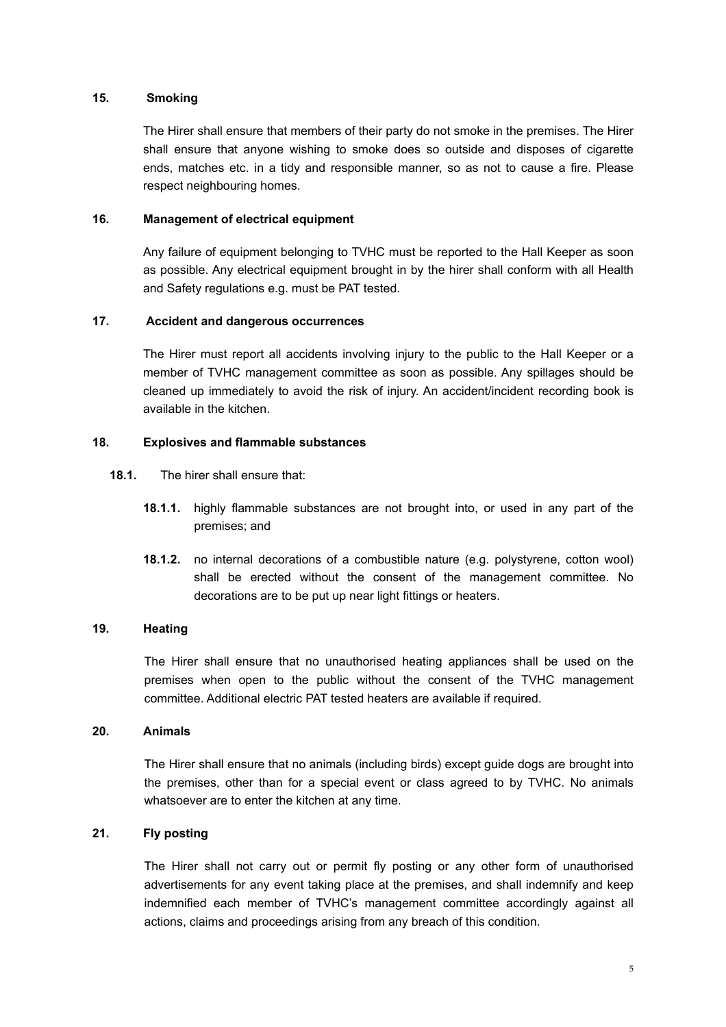## 15. Smoking

The Hirer shall ensure that members of their party do not smoke in the premises. The Hirer shall ensure that anyone wishing to smoke does so outside and disposes of cigarette ends, matches etc. in a tidy and responsible manner, so as not to cause a fire. Please respect neighbouring homes.

## 16. Management of electrical equipment

Any failure of equipment belonging to TVHC must be reported to the Hall Keeper as soon as possible. Any electrical equipment brought in by the hirer shall conform with all Health and Safety regulations e.g. must be PAT tested.

## 17. Accident and dangerous occurrences

The Hirer must report all accidents involving injury to the public to the Hall Keeper or a member of TVHC management committee as soon as possible. Any spillages should be cleaned up immediately to avoid the risk of injury. An accident/incident recording book is available in the kitchen.

## 18. Explosives and flammable substances

**18.1.** The hirer shall ensure that:

**18.1.1.** highly flammable substances are not brought into, or used in any part of the premises; and

**18.1.2.** no internal decorations of a combustible nature (e.g. polystyrene, cotton wool) shall be erected without the consent of the management committee. No decorations are to be put up near light fittings or heaters.

## 19. Heating

The Hirer shall ensure that no unauthorised heating appliances shall be used on the premises when open to the public without the consent of the TVHC management committee. Additional electric PAT tested heaters are available if required.

## 20. Animals

The Hirer shall ensure that no animals (including birds) except guide dogs are brought into the premises, other than for a special event or class agreed to by TVHC. No animals whatsoever are to enter the kitchen at any time.

## 21. Fly posting

The Hirer shall not carry out or permit fly posting or any other form of unauthorised advertisements for any event taking place at the premises, and shall indemnify and keep indemnified each member of TVHC's management committee accordingly against all actions, claims and proceedings arising from any breach of this condition.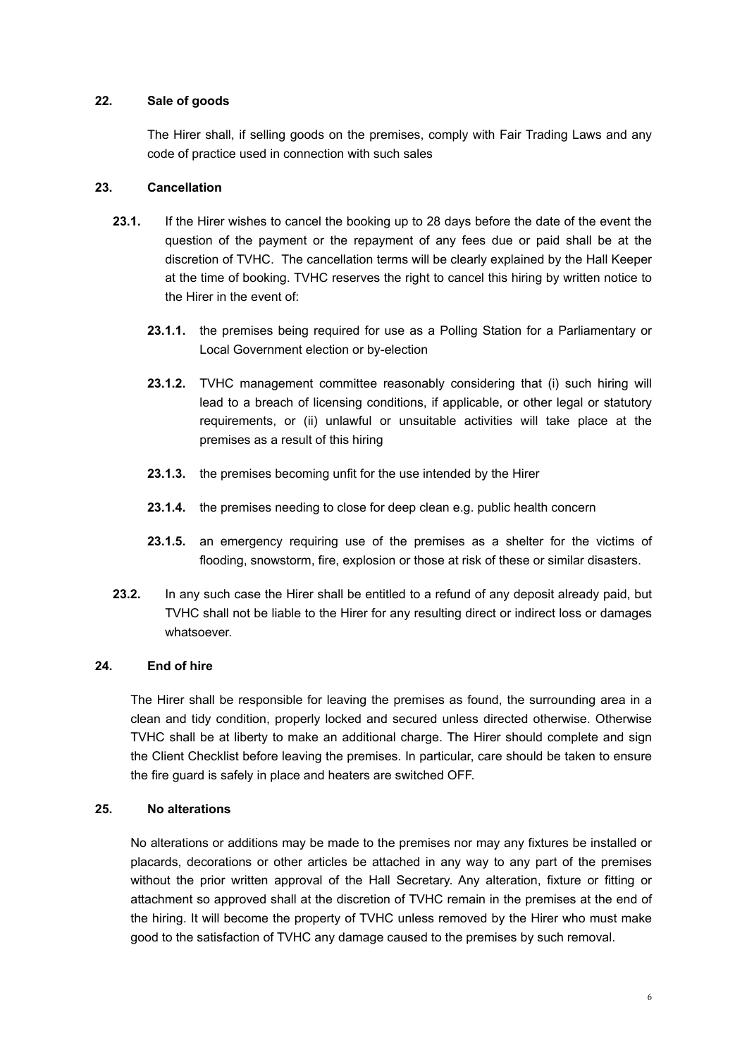## 22. Sale of goods

The Hirer shall, if selling goods on the premises, comply with Fair Trading Laws and any code of practice used in connection with such sales

## 23. Cancellation

**23.1.** If the Hirer wishes to cancel the booking up to 28 days before the date of the event the question of the payment or the repayment of any fees due or paid shall be at the discretion of TVHC. The cancellation terms will be clearly explained by the Hall Keeper at the time of booking. TVHC reserves the right to cancel this hiring by written notice to the Hirer in the event of:

- **23.1.1.** the premises being required for use as a Polling Station for a Parliamentary or Local Government election or by-election
- **23.1.2.** TVHC management committee reasonably considering that (i) such hiring will lead to a breach of licensing conditions, if applicable, or other legal or statutory requirements, or (ii) unlawful or unsuitable activities will take place at the premises as a result of this hiring
- **23.1.3.** the premises becoming unfit for the use intended by the Hirer
- **23.1.4.** the premises needing to close for deep clean e.g. public health concern
- **23.1.5.** an emergency requiring use of the premises as a shelter for the victims of flooding, snowstorm, fire, explosion or those at risk of these or similar disasters.

**23.2.** In any such case the Hirer shall be entitled to a refund of any deposit already paid, but TVHC shall not be liable to the Hirer for any resulting direct or indirect loss or damages whatsoever.

## 24. End of hire

The Hirer shall be responsible for leaving the premises as found, the surrounding area in a clean and tidy condition, properly locked and secured unless directed otherwise. Otherwise TVHC shall be at liberty to make an additional charge. The Hirer should complete and sign the Client Checklist before leaving the premises. In particular, care should be taken to ensure the fire guard is safely in place and heaters are switched OFF.

## 25. No alterations

No alterations or additions may be made to the premises nor may any fixtures be installed or placards, decorations or other articles be attached in any way to any part of the premises without the prior written approval of the Hall Secretary. Any alteration, fixture or fitting or attachment so approved shall at the discretion of TVHC remain in the premises at the end of the hiring. It will become the property of TVHC unless removed by the Hirer who must make good to the satisfaction of TVHC any damage caused to the premises by such removal.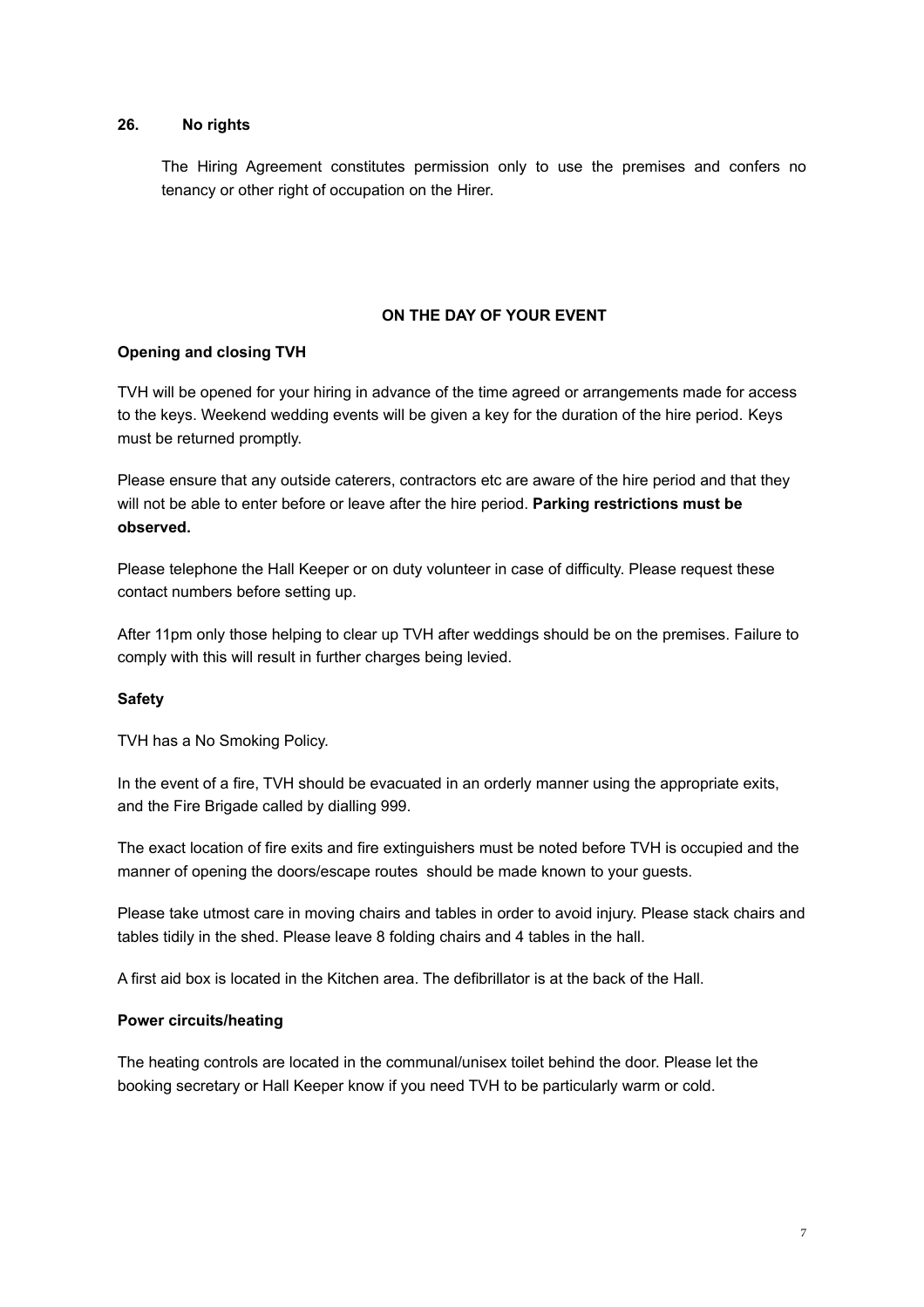**26. No rights**

The Hiring Agreement constitutes permission only to use the premises and confers no tenancy or other right of occupation on the Hirer.

## ON THE DAY OF YOUR EVENT

**Opening and closing TVH**

TVH will be opened for your hiring in advance of the time agreed or arrangements made for access to the keys. Weekend wedding events will be given a key for the duration of the hire period. Keys must be returned promptly.

Please ensure that any outside caterers, contractors etc are aware of the hire period and that they will not be able to enter before or leave after the hire period. **Parking restrictions must be observed.**

Please telephone the Hall Keeper or on duty volunteer in case of difficulty. Please request these contact numbers before setting up.

After 11pm only those helping to clear up TVH after weddings should be on the premises. Failure to comply with this will result in further charges being levied.

**Safety**

TVH has a No Smoking Policy.

In the event of a fire, TVH should be evacuated in an orderly manner using the appropriate exits, and the Fire Brigade called by dialling 999.

The exact location of fire exits and fire extinguishers must be noted before TVH is occupied and the manner of opening the doors/escape routes should be made known to your guests.

Please take utmost care in moving chairs and tables in order to avoid injury. Please stack chairs and tables tidily in the shed. Please leave 8 folding chairs and 4 tables in the hall.

A first aid box is located in the Kitchen area. The defibrillator is at the back of the Hall.

**Power circuits/heating**

The heating controls are located in the communal/unisex toilet behind the door. Please let the booking secretary or Hall Keeper know if you need TVH to be particularly warm or cold.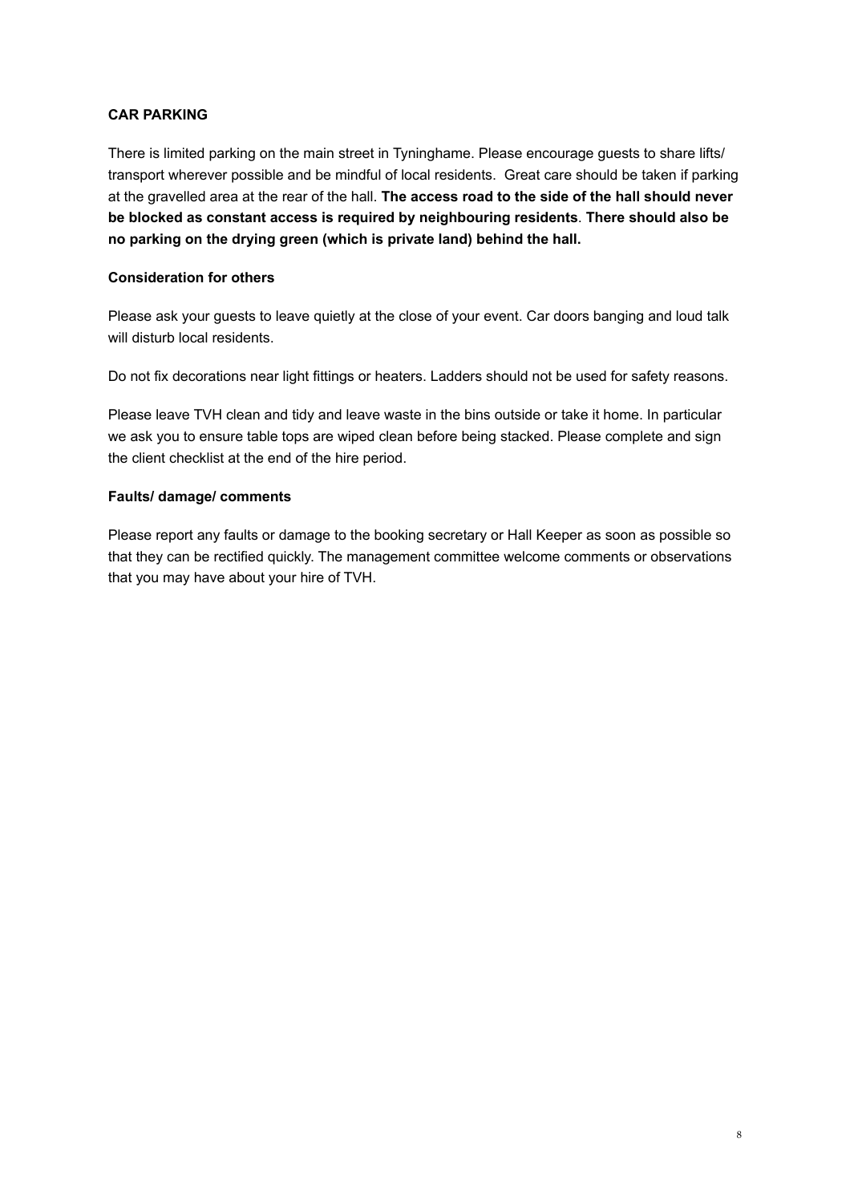**CAR PARKING**

There is limited parking on the main street in Tyninghame. Please encourage guests to share lifts/ transport wherever possible and be mindful of local residents. Great care should be taken if parking at the gravelled area at the rear of the hall. **The access road to the side of the hall should never be blocked as constant access is required by neighbouring residents**. **There should also be no parking on the drying green (which is private land) behind the hall.**

**Consideration for others**

Please ask your guests to leave quietly at the close of your event. Car doors banging and loud talk will disturb local residents.

Do not fix decorations near light fittings or heaters. Ladders should not be used for safety reasons.

Please leave TVH clean and tidy and leave waste in the bins outside or take it home. In particular we ask you to ensure table tops are wiped clean before being stacked. Please complete and sign the client checklist at the end of the hire period.

**Faults/ damage/ comments**

Please report any faults or damage to the booking secretary or Hall Keeper as soon as possible so that they can be rectified quickly. The management committee welcome comments or observations that you may have about your hire of TVH.